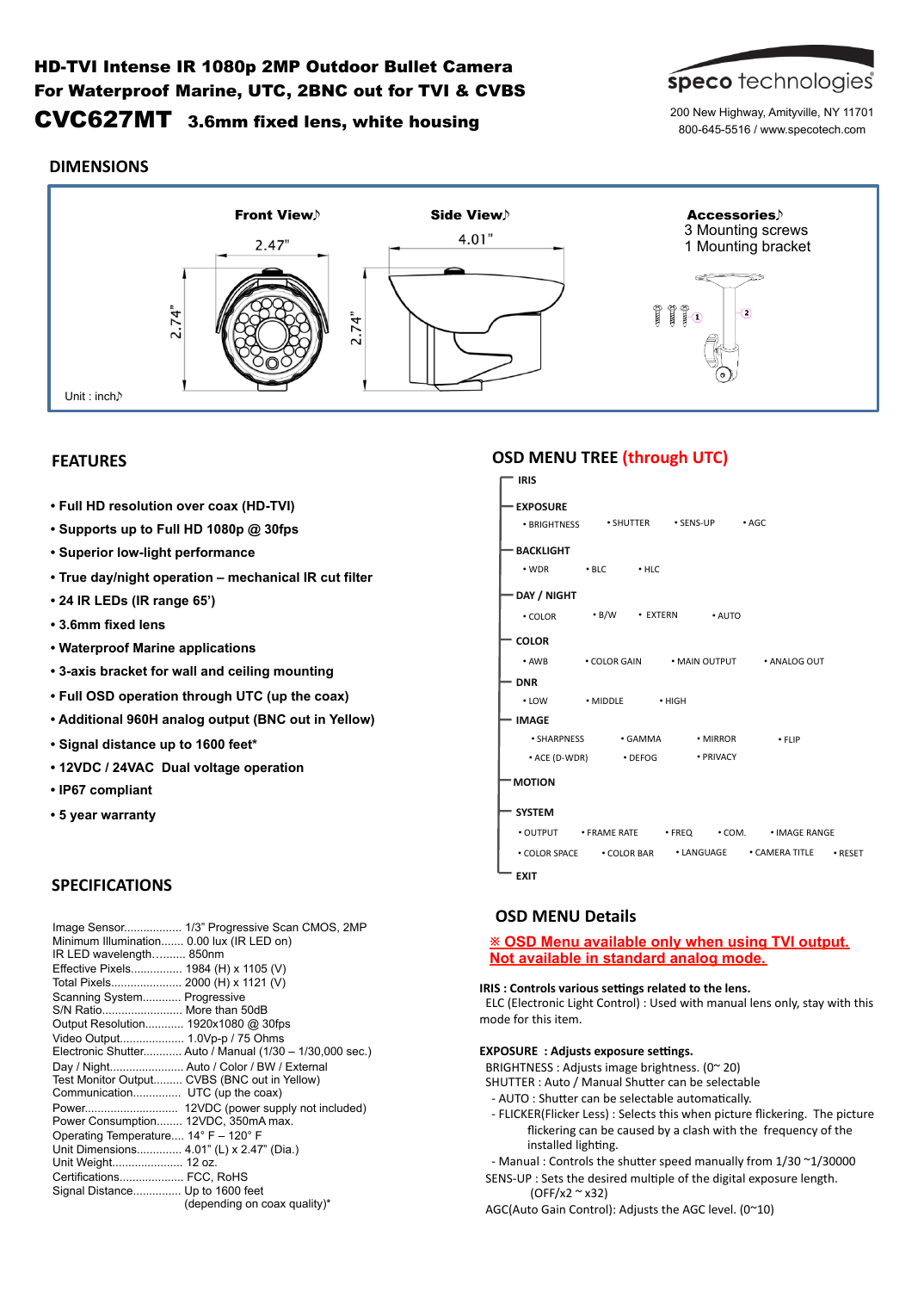# HD-TVI Intense IR 1080p 2MP Outdoor Bullet Camera
# For Waterproof Marine, UTC, 2BNC out for TVI & CVBS
# CVC627MT 3.6mm fixed lens, white housing

speco technologies
200 New Highway, Amityville, NY 11701
800-645-5516 / www.specotech.com

## DIMENSIONS

**Front View**

2.47"

2.74"

**Side View**

4.01"

2.74"

**Accessories**
3 Mounting screws
1 Mounting bracket

Unit : inch

## FEATURES

- **Full HD resolution over coax (HD-TVI)**
- **Supports up to Full HD 1080p @ 30fps**
- **Superior low-light performance**
- **True day/night operation – mechanical IR cut filter**
- **24 IR LEDs (IR range 65')**
- **3.6mm fixed lens**
- **Waterproof Marine applications**
- **3-axis bracket for wall and ceiling mounting**
- **Full OSD operation through UTC (up the coax)**
- **Additional 960H analog output (BNC out in Yellow)**
- **Signal distance up to 1600 feet***
- **12VDC / 24VAC Dual voltage operation**
- **IP67 compliant**
- **5 year warranty**

## SPECIFICATIONS

| | |
|---|---|
| Image Sensor | 1/3" Progressive Scan CMOS, 2MP |
| Minimum Illumination | 0.00 lux (IR LED on) |
| IR LED wavelength | 850nm |
| Effective Pixels | 1984 (H) x 1105 (V) |
| Total Pixels | 2000 (H) x 1121 (V) |
| Scanning System | Progressive |
| S/N Ratio | More than 50dB |
| Output Resolution | 1920x1080 @ 30fps |
| Video Output | 1.0Vp-p / 75 Ohms |
| Electronic Shutter | Auto / Manual (1/30 – 1/30,000 sec.) |
| Day / Night | Auto / Color / BW / External |
| Test Monitor Output | CVBS (BNC out in Yellow) |
| Communication | UTC (up the coax) |
| Power | 12VDC (power supply not included) |
| Power Consumption | 12VDC, 350mA max. |
| Operating Temperature | 14° F – 120° F |
| Unit Dimensions | 4.01" (L) x 2.47" (Dia.) |
| Unit Weight | 12 oz. |
| Certifications | FCC, RoHS |
| Signal Distance | Up to 1600 feet (depending on coax quality)* |

## OSD MENU TREE (through UTC)

- **IRIS**
- **EXPOSURE**
  - BRIGHTNESS • SHUTTER • SENS-UP • AGC
- **BACKLIGHT**
  - WDR • BLC • HLC
- **DAY / NIGHT**
  - COLOR • B/W • EXTERN • AUTO
- **COLOR**
  - AWB • COLOR GAIN • MAIN OUTPUT • ANALOG OUT
- **DNR**
  - LOW • MIDDLE • HIGH
- **IMAGE**
  - SHARPNESS • GAMMA • MIRROR • FLIP
  - ACE (D-WDR) • DEFOG • PRIVACY
- **MOTION**
- **SYSTEM**
  - OUTPUT • FRAME RATE • FREQ • COM. • IMAGE RANGE
  - COLOR SPACE • COLOR BAR • LANGUAGE • CAMERA TITLE • RESET
- **EXIT**

## OSD MENU Details

**※ OSD Menu available only when using TVI output. Not available in standard analog mode.**

**IRIS : Controls various settings related to the lens.**
ELC (Electronic Light Control) : Used with manual lens only, stay with this mode for this item.

**EXPOSURE : Adjusts exposure settings.**
BRIGHTNESS : Adjusts image brightness. (0~ 20)
SHUTTER : Auto / Manual Shutter can be selectable
- AUTO : Shutter can be selectable automatically.
- FLICKER(Flicker Less) : Selects this when picture flickering. The picture flickering can be caused by a clash with the frequency of the installed lighting.
- Manual : Controls the shutter speed manually from 1/30 ~1/30000

SENS-UP : Sets the desired multiple of the digital exposure length. (OFF/x2 ~ x32)
AGC(Auto Gain Control): Adjusts the AGC level. (0~10)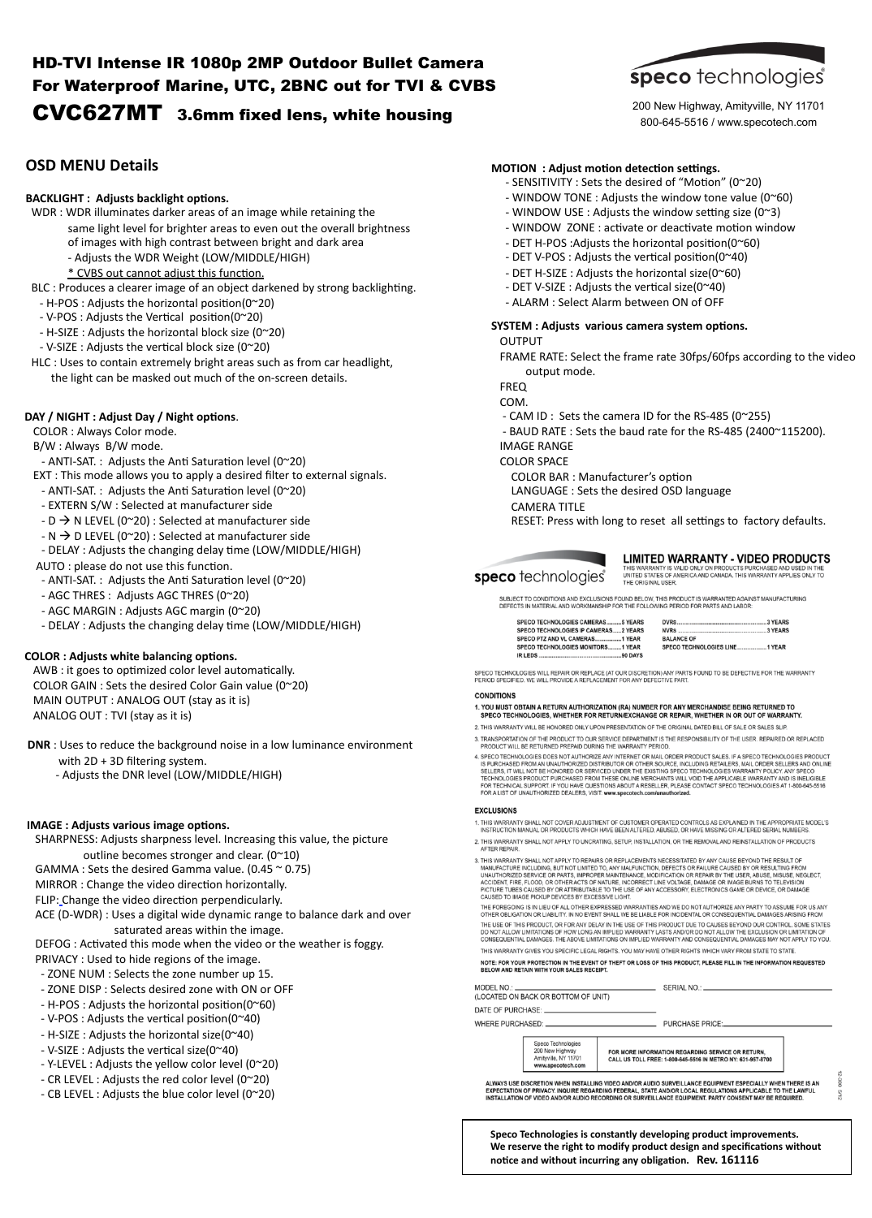# HD-TVI Intense IR 1080p 2MP Outdoor Bullet Camera For Waterproof Marine, UTC, 2BNC out for TVI & CVBS

# CVC627MT 3.6mm fixed lens, white housing

speco technologies®

200 New Highway, Amityville, NY 11701
800-645-5516 / www.specotech.com

## OSD MENU Details

**BACKLIGHT : Adjusts backlight options.**

WDR : WDR illuminates darker areas of an image while retaining the same light level for brighter areas to even out the overall brightness of images with high contrast between bright and dark area
- Adjusts the WDR Weight (LOW/MIDDLE/HIGH)
- * CVBS out cannot adjust this function.

BLC : Produces a clearer image of an object darkened by strong backlighting.
- H-POS : Adjusts the horizontal position(0~20)
- V-POS : Adjusts the Vertical position(0~20)
- H-SIZE : Adjusts the horizontal block size (0~20)
- V-SIZE : Adjusts the vertical block size (0~20)

HLC : Uses to contain extremely bright areas such as from car headlight, the light can be masked out much of the on-screen details.

**DAY / NIGHT : Adjust Day / Night options**.

COLOR : Always Color mode.

B/W : Always B/W mode.
- ANTI-SAT. : Adjusts the Anti Saturation level (0~20)

EXT : This mode allows you to apply a desired filter to external signals.
- ANTI-SAT. : Adjusts the Anti Saturation level (0~20)
- EXTERN S/W : Selected at manufacturer side
- D → N LEVEL (0~20) : Selected at manufacturer side
- N → D LEVEL (0~20) : Selected at manufacturer side
- DELAY : Adjusts the changing delay time (LOW/MIDDLE/HIGH)

AUTO : please do not use this function.
- ANTI-SAT. : Adjusts the Anti Saturation level (0~20)
- AGC THRES : Adjusts AGC THRES (0~20)
- AGC MARGIN : Adjusts AGC margin (0~20)
- DELAY : Adjusts the changing delay time (LOW/MIDDLE/HIGH)

**COLOR : Adjusts white balancing options.**

AWB : it goes to optimized color level automatically.

COLOR GAIN : Sets the desired Color Gain value (0~20)

MAIN OUTPUT : ANALOG OUT (stay as it is)

ANALOG OUT : TVI (stay as it is)

**DNR** : Uses to reduce the background noise in a low luminance environment with 2D + 3D filtering system.
- Adjusts the DNR level (LOW/MIDDLE/HIGH)

**IMAGE : Adjusts various image options.**

SHARPNESS: Adjusts sharpness level. Increasing this value, the picture outline becomes stronger and clear. (0~10)

GAMMA : Sets the desired Gamma value. (0.45 ~ 0.75)

MIRROR : Change the video direction horizontally.

FLIP: Change the video direction perpendicularly.

ACE (D-WDR) : Uses a digital wide dynamic range to balance dark and over saturated areas within the image.

DEFOG : Activated this mode when the video or the weather is foggy.

PRIVACY : Used to hide regions of the image.
- ZONE NUM : Selects the zone number up 15.
- ZONE DISP : Selects desired zone with ON or OFF
- H-POS : Adjusts the horizontal position(0~60)
- V-POS : Adjusts the vertical position(0~40)
- H-SIZE : Adjusts the horizontal size(0~40)
- V-SIZE : Adjusts the vertical size(0~40)
- Y-LEVEL : Adjusts the yellow color level (0~20)
- CR LEVEL : Adjusts the red color level (0~20)
- CB LEVEL : Adjusts the blue color level (0~20)

**MOTION : Adjust motion detection settings.**
- SENSITIVITY : Sets the desired of "Motion" (0~20)
- WINDOW TONE : Adjusts the window tone value (0~60)
- WINDOW USE : Adjusts the window setting size (0~3)
- WINDOW ZONE : activate or deactivate motion window
- DET H-POS :Adjusts the horizontal position(0~60)
- DET V-POS : Adjusts the vertical position(0~40)
- DET H-SIZE : Adjusts the horizontal size(0~60)
- DET V-SIZE : Adjusts the vertical size(0~40)
- ALARM : Select Alarm between ON of OFF

**SYSTEM : Adjusts various camera system options.**

OUTPUT

FRAME RATE: Select the frame rate 30fps/60fps according to the video output mode.

FREQ

COM.
- CAM ID : Sets the camera ID for the RS-485 (0~255)
- BAUD RATE : Sets the baud rate for the RS-485 (2400~115200).

IMAGE RANGE

COLOR SPACE

COLOR BAR : Manufacturer's option

LANGUAGE : Sets the desired OSD language

CAMERA TITLE

RESET: Press with long to reset all settings to factory defaults.

## LIMITED WARRANTY - VIDEO PRODUCTS

speco technologies®

THIS WARRANTY IS VALID ONLY ON PRODUCTS PURCHASED AND USED IN THE UNITED STATES OF AMERICA AND CANADA. THIS WARRANTY APPLIES ONLY TO THE ORIGINAL USER.

SUBJECT TO CONDITIONS AND EXCLUSIONS FOUND BELOW, THIS PRODUCT IS WARRANTED AGAINST MANUFACTURING DEFECTS IN MATERIAL AND WORKMANSHIP FOR THE FOLLOWING PERIOD FOR PARTS AND LABOR:

| | | | |
|---|---|---|---|
| SPECO TECHNOLOGIES CAMERAS | 5 YEARS | DVRS | 3 YEARS |
| SPECO TECHNOLOGIES IP CAMERAS | 2 YEARS | NVRS | 3 YEARS |
| SPECO PTZ AND VL CAMERAS | 1 YEAR | BALANCE OF | |
| SPECO TECHNOLOGIES MONITORS | 1 YEAR | SPECO TECHNOLOGIES LINE | 1 YEAR |
| IR LEDS | 90 DAYS | | |

SPECO TECHNOLOGIES WILL REPAIR OR REPLACE (AT OUR DISCRETION) ANY PARTS FOUND TO BE DEFECTIVE FOR THE WARRANTY PERIOD SPECIFIED. WE WILL PROVIDE A REPLACEMENT FOR ANY DEFECTIVE PART.

### CONDITIONS

1. **YOU MUST OBTAIN A RETURN AUTHORIZATION (RA) NUMBER FOR ANY MERCHANDISE BEING RETURNED TO SPECO TECHNOLOGIES, WHETHER FOR RETURN/EXCHANGE OR REPAIR, WHETHER IN OR OUT OF WARRANTY.**
2. THIS WARRANTY WILL BE HONORED ONLY UPON PRESENTATION OF THE ORIGINAL DATED BILL OF SALE OR SALES SLIP.
3. TRANSPORTATION OF THE PRODUCT TO OUR SERVICE DEPARTMENT IS THE RESPONSIBILITY OF THE USER. REPAIRED OR REPLACED PRODUCT WILL BE RETURNED PREPAID DURING THE WARRANTY PERIOD.
4. SPECO TECHNOLOGIES DOES NOT AUTHORIZE ANY INTERNET OR MAIL ORDER PRODUCT SALES. IF A SPECO TECHNOLOGIES PRODUCT IS PURCHASED FROM AN UNAUTHORIZED DISTRIBUTOR OR OTHER SOURCE, INCLUDING RETAILERS, MAIL ORDER SELLERS AND ONLINE SELLERS, IT WILL NOT BE HONORED OR SERVICED UNDER THE EXISTING SPECO TECHNOLOGIES WARRANTY POLICY. ANY SPECO TECHNOLOGIES PRODUCT PURCHASED FROM THESE ONLINE MERCHANTS WILL VOID THE APPLICABLE WARRANTY AND IS INELIGIBLE FOR TECHNICAL SUPPORT. IF YOU HAVE QUESTIONS ABOUT A RESELLER, PLEASE CONTACT SPECO TECHNOLOGIES AT 1-800-645-5516 FOR A LIST OF UNAUTHORIZED DEALERS, VISIT **www.specotech.com/unauthorized.**

### EXCLUSIONS

1. THIS WARRANTY SHALL NOT COVER ADJUSTMENT OF CUSTOMER OPERATED CONTROLS AS EXPLAINED IN THE APPROPRIATE MODEL'S INSTRUCTION MANUAL OR PRODUCTS WHICH HAVE BEEN ALTERED, ABUSED, OR HAVE MISSING OR ALTERED SERIAL NUMBERS.
2. THIS WARRANTY SHALL NOT APPLY TO UNCRATING, SETUP, INSTALLATION, OR THE REMOVAL AND REINSTALLATION OF PRODUCTS AFTER REPAIR.
3. THIS WARRANTY SHALL NOT APPLY TO REPAIRS OR REPLACEMENTS NECESSITATED BY ANY CAUSE BEYOND THE RESULT OF MANUFACTURE INCLUDING, BUT NOT LIMITED TO, ANY MALFUNCTION, DEFECTS OR FAILURE CAUSED BY OR RESULTING FROM UNAUTHORIZED SERVICE OR PARTS, IMPROPER MAINTENANCE, MODIFICATION OR REPAIR BY THE USER, ABUSE, MISUSE, NEGLECT, ACCIDENT, FIRE, FLOOD, OR OTHER ACTS OF NATURE, INCORRECT LINE VOLTAGE, DAMAGE OR IMAGE BURNS TO TELEVISION PICTURE TUBES CAUSED BY OR ATTRIBUTABLE TO THE USE OF ANY ACCESSORY, ELECTRONICS GAME OR DEVICE, OR DAMAGE CAUSED TO IMAGE PICKUP DEVICES BY EXCESSIVE LIGHT.

THE FOREGOING IS IN LIEU OF ALL OTHER EXPRESSED WARRANTIES AND WE DO NOT AUTHORIZE ANY PARTY TO ASSUME FOR US ANY OTHER OBLIGATION OR LIABILITY. IN NO EVENT SHALL WE BE LIABLE FOR INCIDENTAL OR CONSEQUENTIAL DAMAGES ARISING FROM

THE USE OF THIS PRODUCT, OR FOR ANY DELAY IN THE USE OF THIS PRODUCT DUE TO CAUSES BEYOND OUR CONTROL. SOME STATES DO NOT ALLOW LIMITATIONS OF HOW LONG AN IMPLIED WARRANTY LASTS AND/OR DO NOT ALLOW THE EXCLUSION OR LIMITATION OF CONSEQUENTIAL DAMAGES. THE ABOVE LIMITATIONS ON IMPLIED WARRANTY AND CONSEQUENTIAL DAMAGES MAY NOT APPLY TO YOU.

THIS WARRANTY GIVES YOU SPECIFIC LEGAL RIGHTS. YOU MAY HAVE OTHER RIGHTS WHICH VARY FROM STATE TO STATE.

**NOTE: FOR YOUR PROTECTION IN THE EVENT OF THEFT OR LOSS OF THIS PRODUCT, PLEASE FILL IN THE INFORMATION REQUESTED BELOW AND RETAIN WITH YOUR SALES RECEIPT.**

MODEL NO.: ____________________ SERIAL NO.: ____________________
(LOCATED ON BACK OR BOTTOM OF UNIT)

DATE OF PURCHASE: ____________________

WHERE PURCHASED: ____________________ PURCHASE PRICE: ____________________

| | |
|---|---|
| Speco Technologies<br>200 New Highway<br>Amityville, NY 11701<br>www.specotech.com | FOR MORE INFORMATION REGARDING SERVICE OR RETURN, CALL US TOLL FREE: 1-800-645-5516 IN METRO NY: 631-957-8700 |

ALWAYS USE DISCRETION WHEN INSTALLING VIDEO AND/OR AUDIO SURVEILLANCE EQUIPMENT ESPECIALLY WHEN THERE IS AN EXPECTATION OF PRIVACY. INQUIRE REGARDING FEDERAL, STATE AND/OR LOCAL REGULATIONS APPLICABLE TO THE LAWFUL INSTALLATION OF VIDEO AND/OR AUDIO RECORDING OR SURVEILLANCE EQUIPMENT. PARTY CONSENT MAY BE REQUIRED.

12-306 5/12

**Speco Technologies is constantly developing product improvements. We reserve the right to modify product design and specifications without notice and without incurring any obligation. Rev. 161116**